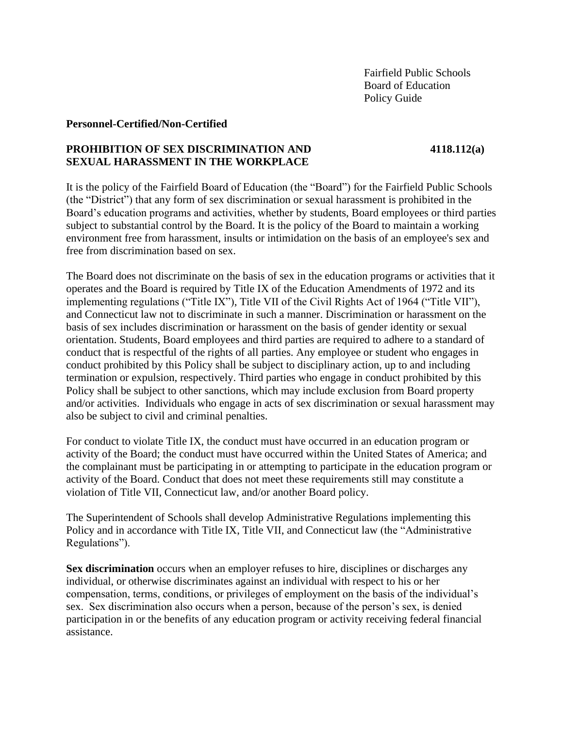Fairfield Public Schools
Board of Education
Policy Guide

**Personnel-Certified/Non-Certified**

**PROHIBITION OF SEX DISCRIMINATION AND SEXUAL HARASSMENT IN THE WORKPLACE** **4118.112(a)**

It is the policy of the Fairfield Board of Education (the "Board") for the Fairfield Public Schools (the "District") that any form of sex discrimination or sexual harassment is prohibited in the Board's education programs and activities, whether by students, Board employees or third parties subject to substantial control by the Board. It is the policy of the Board to maintain a working environment free from harassment, insults or intimidation on the basis of an employee's sex and free from discrimination based on sex.

The Board does not discriminate on the basis of sex in the education programs or activities that it operates and the Board is required by Title IX of the Education Amendments of 1972 and its implementing regulations ("Title IX"), Title VII of the Civil Rights Act of 1964 ("Title VII"), and Connecticut law not to discriminate in such a manner. Discrimination or harassment on the basis of sex includes discrimination or harassment on the basis of gender identity or sexual orientation. Students, Board employees and third parties are required to adhere to a standard of conduct that is respectful of the rights of all parties. Any employee or student who engages in conduct prohibited by this Policy shall be subject to disciplinary action, up to and including termination or expulsion, respectively. Third parties who engage in conduct prohibited by this Policy shall be subject to other sanctions, which may include exclusion from Board property and/or activities. Individuals who engage in acts of sex discrimination or sexual harassment may also be subject to civil and criminal penalties.

For conduct to violate Title IX, the conduct must have occurred in an education program or activity of the Board; the conduct must have occurred within the United States of America; and the complainant must be participating in or attempting to participate in the education program or activity of the Board. Conduct that does not meet these requirements still may constitute a violation of Title VII, Connecticut law, and/or another Board policy.

The Superintendent of Schools shall develop Administrative Regulations implementing this Policy and in accordance with Title IX, Title VII, and Connecticut law (the "Administrative Regulations").

**Sex discrimination** occurs when an employer refuses to hire, disciplines or discharges any individual, or otherwise discriminates against an individual with respect to his or her compensation, terms, conditions, or privileges of employment on the basis of the individual's sex. Sex discrimination also occurs when a person, because of the person's sex, is denied participation in or the benefits of any education program or activity receiving federal financial assistance.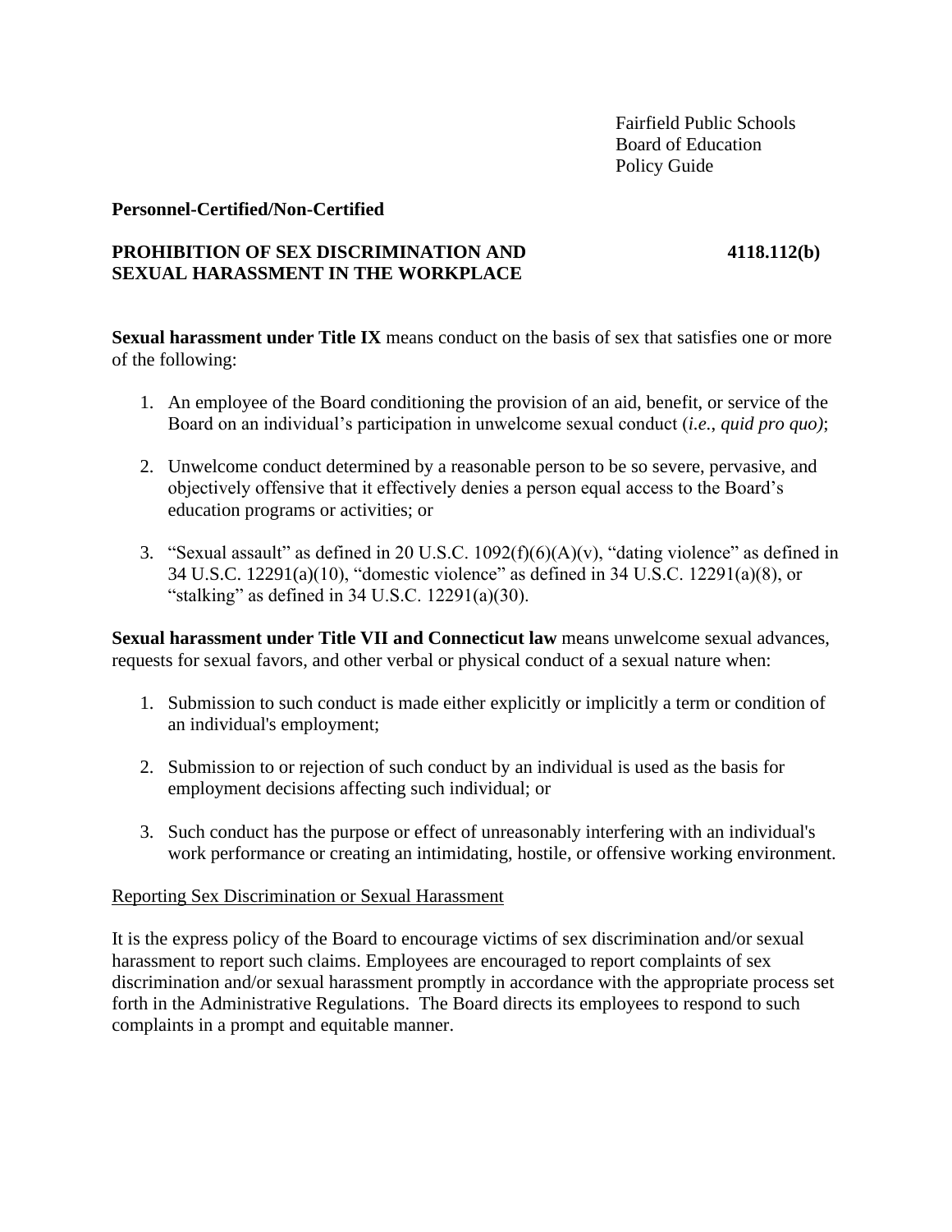Fairfield Public Schools
Board of Education
Policy Guide

**Personnel-Certified/Non-Certified**

**PROHIBITION OF SEX DISCRIMINATION AND SEXUAL HARASSMENT IN THE WORKPLACE** **4118.112(b)**

**Sexual harassment under Title IX** means conduct on the basis of sex that satisfies one or more of the following:

1. An employee of the Board conditioning the provision of an aid, benefit, or service of the Board on an individual's participation in unwelcome sexual conduct (*i.e., quid pro quo)*;

2. Unwelcome conduct determined by a reasonable person to be so severe, pervasive, and objectively offensive that it effectively denies a person equal access to the Board's education programs or activities; or

3. "Sexual assault" as defined in 20 U.S.C. 1092(f)(6)(A)(v), "dating violence" as defined in 34 U.S.C. 12291(a)(10), "domestic violence" as defined in 34 U.S.C. 12291(a)(8), or "stalking" as defined in 34 U.S.C. 12291(a)(30).

**Sexual harassment under Title VII and Connecticut law** means unwelcome sexual advances, requests for sexual favors, and other verbal or physical conduct of a sexual nature when:

1. Submission to such conduct is made either explicitly or implicitly a term or condition of an individual's employment;

2. Submission to or rejection of such conduct by an individual is used as the basis for employment decisions affecting such individual; or

3. Such conduct has the purpose or effect of unreasonably interfering with an individual's work performance or creating an intimidating, hostile, or offensive working environment.

<u>Reporting Sex Discrimination or Sexual Harassment</u>

It is the express policy of the Board to encourage victims of sex discrimination and/or sexual harassment to report such claims. Employees are encouraged to report complaints of sex discrimination and/or sexual harassment promptly in accordance with the appropriate process set forth in the Administrative Regulations. The Board directs its employees to respond to such complaints in a prompt and equitable manner.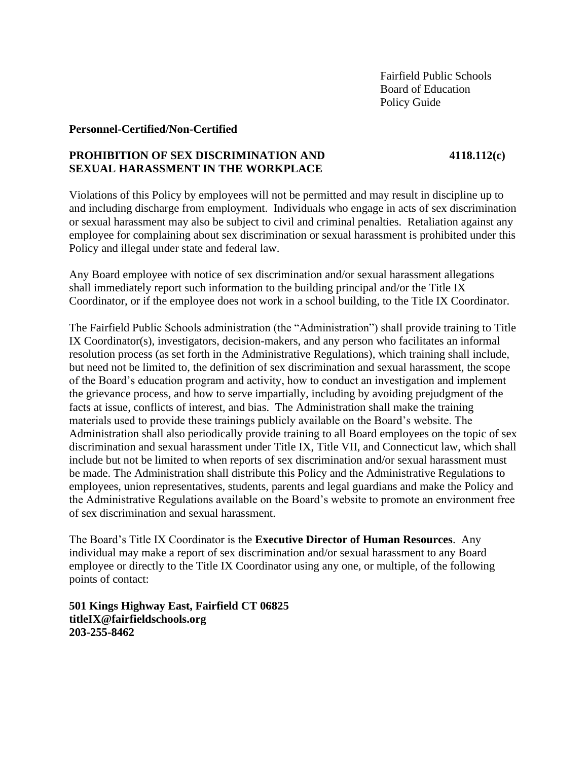Fairfield Public Schools
Board of Education
Policy Guide

**Personnel-Certified/Non-Certified**

**PROHIBITION OF SEX DISCRIMINATION AND SEXUAL HARASSMENT IN THE WORKPLACE** **4118.112(c)**

Violations of this Policy by employees will not be permitted and may result in discipline up to and including discharge from employment. Individuals who engage in acts of sex discrimination or sexual harassment may also be subject to civil and criminal penalties. Retaliation against any employee for complaining about sex discrimination or sexual harassment is prohibited under this Policy and illegal under state and federal law.

Any Board employee with notice of sex discrimination and/or sexual harassment allegations shall immediately report such information to the building principal and/or the Title IX Coordinator, or if the employee does not work in a school building, to the Title IX Coordinator.

The Fairfield Public Schools administration (the "Administration") shall provide training to Title IX Coordinator(s), investigators, decision-makers, and any person who facilitates an informal resolution process (as set forth in the Administrative Regulations), which training shall include, but need not be limited to, the definition of sex discrimination and sexual harassment, the scope of the Board's education program and activity, how to conduct an investigation and implement the grievance process, and how to serve impartially, including by avoiding prejudgment of the facts at issue, conflicts of interest, and bias. The Administration shall make the training materials used to provide these trainings publicly available on the Board's website. The Administration shall also periodically provide training to all Board employees on the topic of sex discrimination and sexual harassment under Title IX, Title VII, and Connecticut law, which shall include but not be limited to when reports of sex discrimination and/or sexual harassment must be made. The Administration shall distribute this Policy and the Administrative Regulations to employees, union representatives, students, parents and legal guardians and make the Policy and the Administrative Regulations available on the Board's website to promote an environment free of sex discrimination and sexual harassment.

The Board's Title IX Coordinator is the **Executive Director of Human Resources**. Any individual may make a report of sex discrimination and/or sexual harassment to any Board employee or directly to the Title IX Coordinator using any one, or multiple, of the following points of contact:

**501 Kings Highway East, Fairfield CT 06825**
**titleIX@fairfieldschools.org**
**203-255-8462**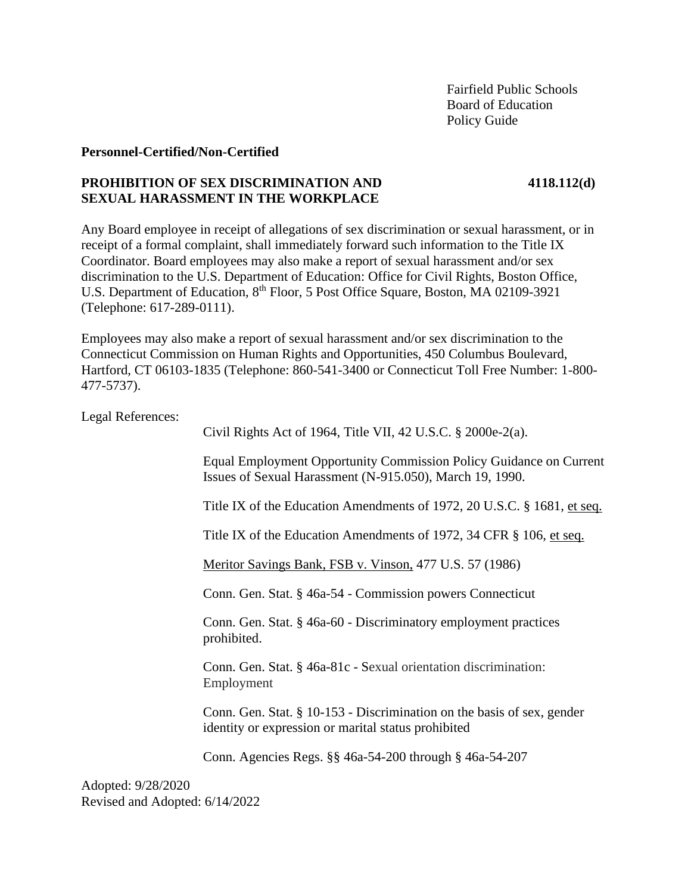Fairfield Public Schools
Board of Education
Policy Guide

**Personnel-Certified/Non-Certified**

**PROHIBITION OF SEX DISCRIMINATION AND SEXUAL HARASSMENT IN THE WORKPLACE** **4118.112(d)**

Any Board employee in receipt of allegations of sex discrimination or sexual harassment, or in receipt of a formal complaint, shall immediately forward such information to the Title IX Coordinator. Board employees may also make a report of sexual harassment and/or sex discrimination to the U.S. Department of Education: Office for Civil Rights, Boston Office, U.S. Department of Education, 8th Floor, 5 Post Office Square, Boston, MA 02109-3921 (Telephone: 617-289-0111).

Employees may also make a report of sexual harassment and/or sex discrimination to the Connecticut Commission on Human Rights and Opportunities, 450 Columbus Boulevard, Hartford, CT 06103-1835 (Telephone: 860-541-3400 or Connecticut Toll Free Number: 1-800-477-5737).

Legal References:

Civil Rights Act of 1964, Title VII, 42 U.S.C. § 2000e-2(a).

Equal Employment Opportunity Commission Policy Guidance on Current Issues of Sexual Harassment (N-915.050), March 19, 1990.

Title IX of the Education Amendments of 1972, 20 U.S.C. § 1681, et seq.

Title IX of the Education Amendments of 1972, 34 CFR § 106, et seq.

Meritor Savings Bank, FSB v. Vinson, 477 U.S. 57 (1986)

Conn. Gen. Stat. § 46a-54 - Commission powers Connecticut

Conn. Gen. Stat. § 46a-60 - Discriminatory employment practices prohibited.

Conn. Gen. Stat. § 46a-81c - Sexual orientation discrimination: Employment

Conn. Gen. Stat. § 10-153 - Discrimination on the basis of sex, gender identity or expression or marital status prohibited

Conn. Agencies Regs. §§ 46a-54-200 through § 46a-54-207

Adopted: 9/28/2020
Revised and Adopted: 6/14/2022